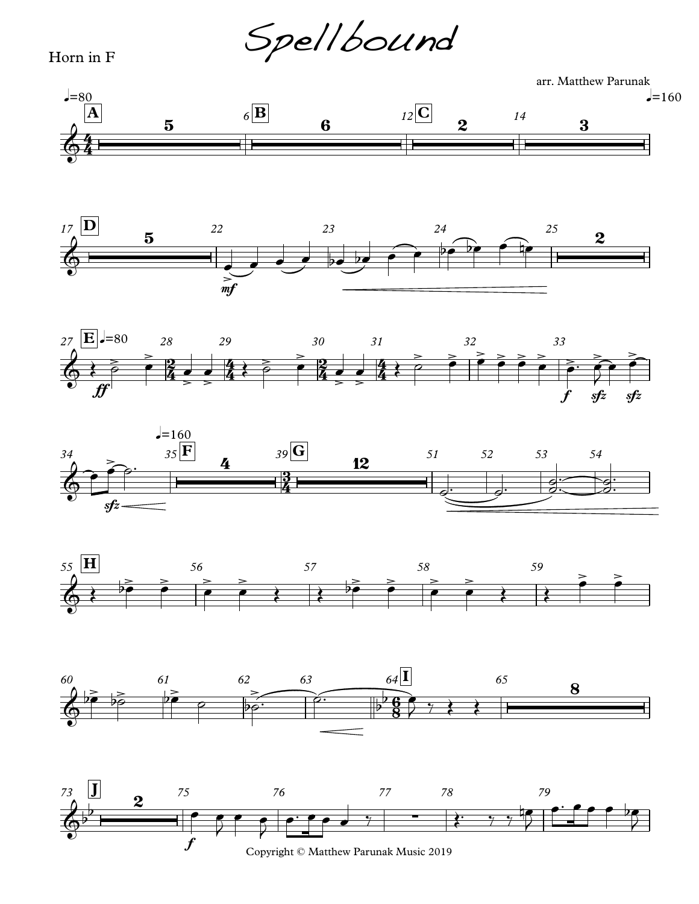# Spellbound

Horn in F

arr. Matthew Parunak

Copyright © Matthew Parunak Music 2019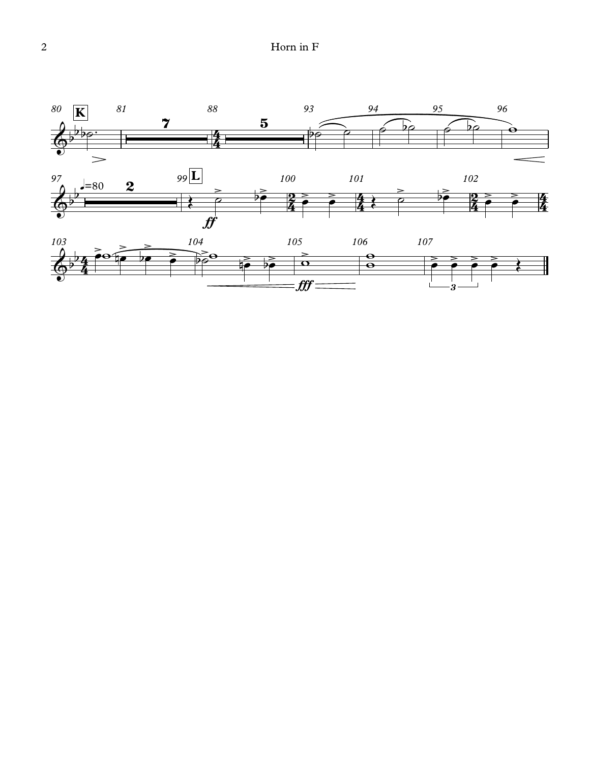Horn in F